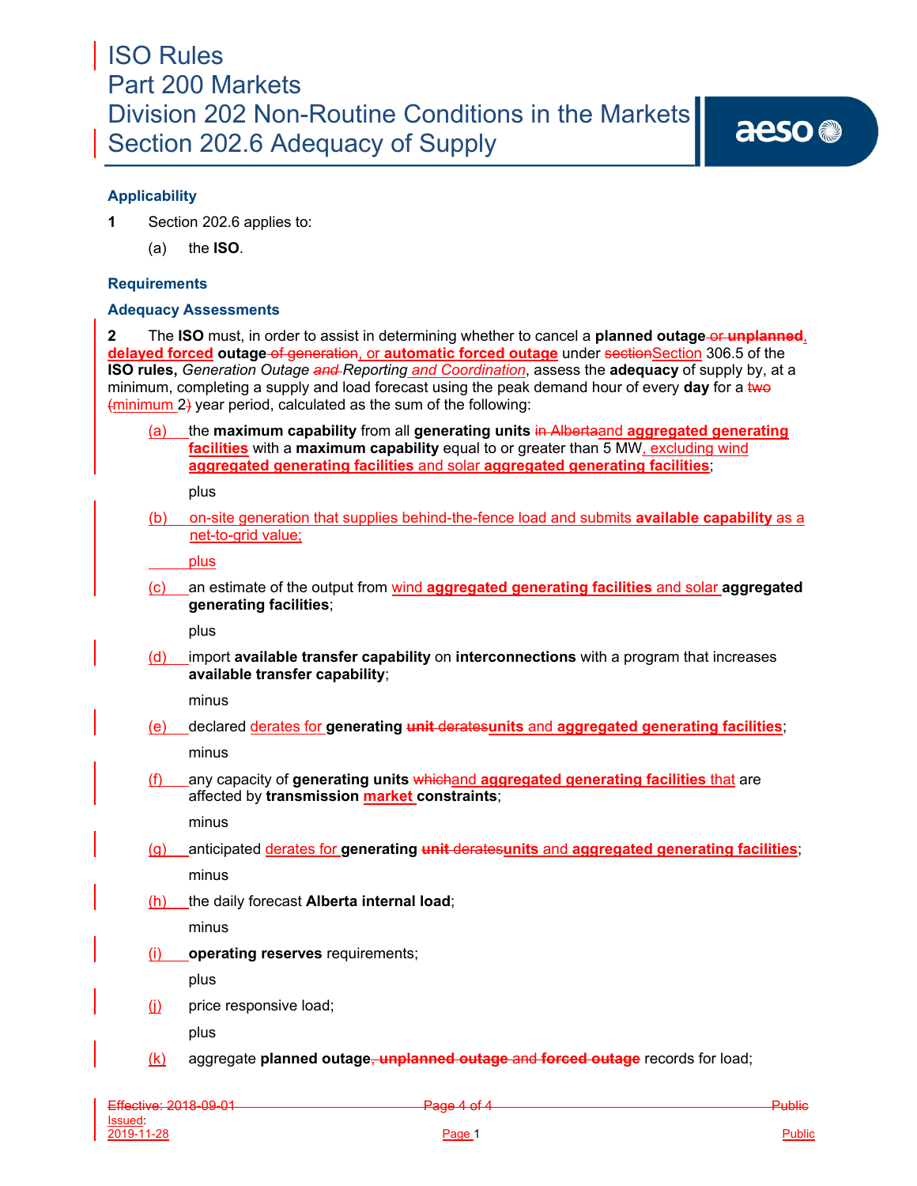# ISO Rules
# Part 200 Markets
# Division 202 Non-Routine Conditions in the Markets
# Section 202.6 Adequacy of Supply

### Applicability

**1** Section 202.6 applies to:

(a) the **ISO**.

### Requirements

### Adequacy Assessments

**2** The **ISO** must, in order to assist in determining whether to cancel a **planned outage** or **unplanned**, **delayed forced outage** of generation, or **automatic forced outage** under sectionSection 306.5 of the **ISO rules,** *Generation Outage and Reporting and Coordination*, assess the **adequacy** of supply by, at a minimum, completing a supply and load forecast using the peak demand hour of every **day** for a two (minimum 2) year period, calculated as the sum of the following:

(a) the **maximum capability** from all **generating units** in Albertaand **aggregated generating facilities** with a **maximum capability** equal to or greater than 5 MW, excluding wind **aggregated generating facilities** and solar **aggregated generating facilities**;

plus

(b) on-site generation that supplies behind-the-fence load and submits **available capability** as a net-to-grid value;

plus

(c) an estimate of the output from wind **aggregated generating facilities** and solar **aggregated generating facilities**;

plus

(d) import **available transfer capability** on **interconnections** with a program that increases **available transfer capability**;

minus

(e) declared derates for **generating** **unit** deratesunits and **aggregated generating facilities**;

minus

(f) any capacity of **generating units** whichand **aggregated generating facilities** that are affected by **transmission** **market** **constraints**;

minus

(g) anticipated derates for **generating** **unit** deratesunits and **aggregated generating facilities**;

minus

(h) the daily forecast **Alberta internal load**;

minus

(i) **operating reserves** requirements;

plus

(j) price responsive load;

plus

(k) aggregate **planned outage**, **unplanned outage** and **forced outage** records for load;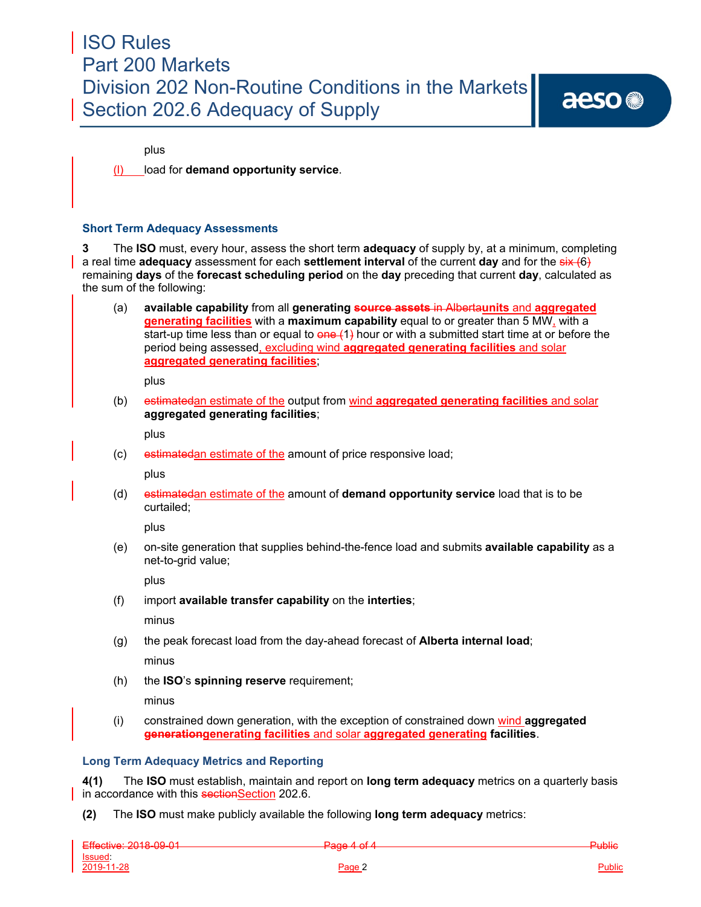plus

(l) load for **demand opportunity service**.

### Short Term Adequacy Assessments

**3** The **ISO** must, every hour, assess the short term **adequacy** of supply by, at a minimum, completing a real time **adequacy** assessment for each **settlement interval** of the current **day** and for the ~~six (~~6~~)~~ remaining **days** of the **forecast scheduling period** on the **day** preceding that current **day**, calculated as the sum of the following:

(a) **available capability** from all **generating** ~~**source assets** in Alberta~~**units** and **aggregated generating facilities** with a **maximum capability** equal to or greater than 5 MW, with a start-up time less than or equal to ~~one (~~1~~)~~ hour or with a submitted start time at or before the period being assessed, excluding wind **aggregated generating facilities** and solar **aggregated generating facilities**;

plus

(b) ~~estimated~~an estimate of the output from wind **aggregated generating facilities** and solar **aggregated generating facilities**;

plus

(c) ~~estimated~~an estimate of the amount of price responsive load;

plus

(d) ~~estimated~~an estimate of the amount of **demand opportunity service** load that is to be curtailed;

plus

(e) on-site generation that supplies behind-the-fence load and submits **available capability** as a net-to-grid value;

plus

(f) import **available transfer capability** on the **interties**;

minus

(g) the peak forecast load from the day-ahead forecast of **Alberta internal load**;

minus

(h) the **ISO**'s **spinning reserve** requirement;

minus

(i) constrained down generation, with the exception of constrained down wind **aggregated** ~~**generation**~~**generating facilities** and solar **aggregated generating facilities**.

### Long Term Adequacy Metrics and Reporting

**4(1)** The **ISO** must establish, maintain and report on **long term adequacy** metrics on a quarterly basis in accordance with this ~~section~~Section 202.6.

**(2)** The **ISO** must make publicly available the following **long term adequacy** metrics: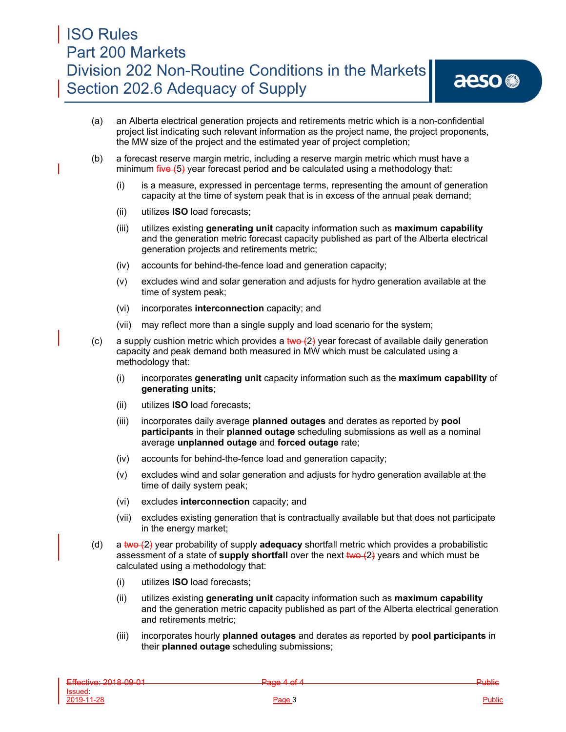(a) an Alberta electrical generation projects and retirements metric which is a non-confidential project list indicating such relevant information as the project name, the project proponents, the MW size of the project and the estimated year of project completion;

(b) a forecast reserve margin metric, including a reserve margin metric which must have a minimum ~~five (~~5~~)~~ year forecast period and be calculated using a methodology that:

  (i) is a measure, expressed in percentage terms, representing the amount of generation capacity at the time of system peak that is in excess of the annual peak demand;

  (ii) utilizes **ISO** load forecasts;

  (iii) utilizes existing **generating unit** capacity information such as **maximum capability** and the generation metric forecast capacity published as part of the Alberta electrical generation projects and retirements metric;

  (iv) accounts for behind-the-fence load and generation capacity;

  (v) excludes wind and solar generation and adjusts for hydro generation available at the time of system peak;

  (vi) incorporates **interconnection** capacity; and

  (vii) may reflect more than a single supply and load scenario for the system;

(c) a supply cushion metric which provides a ~~two (~~2~~)~~ year forecast of available daily generation capacity and peak demand both measured in MW which must be calculated using a methodology that:

  (i) incorporates **generating unit** capacity information such as the **maximum capability** of **generating units**;

  (ii) utilizes **ISO** load forecasts;

  (iii) incorporates daily average **planned outages** and derates as reported by **pool participants** in their **planned outage** scheduling submissions as well as a nominal average **unplanned outage** and **forced outage** rate;

  (iv) accounts for behind-the-fence load and generation capacity;

  (v) excludes wind and solar generation and adjusts for hydro generation available at the time of daily system peak;

  (vi) excludes **interconnection** capacity; and

  (vii) excludes existing generation that is contractually available but that does not participate in the energy market;

(d) a ~~two (~~2~~)~~ year probability of supply **adequacy** shortfall metric which provides a probabilistic assessment of a state of **supply shortfall** over the next ~~two (~~2~~)~~ years and which must be calculated using a methodology that:

  (i) utilizes **ISO** load forecasts;

  (ii) utilizes existing **generating unit** capacity information such as **maximum capability** and the generation metric capacity published as part of the Alberta electrical generation and retirements metric;

  (iii) incorporates hourly **planned outages** and derates as reported by **pool participants** in their **planned outage** scheduling submissions;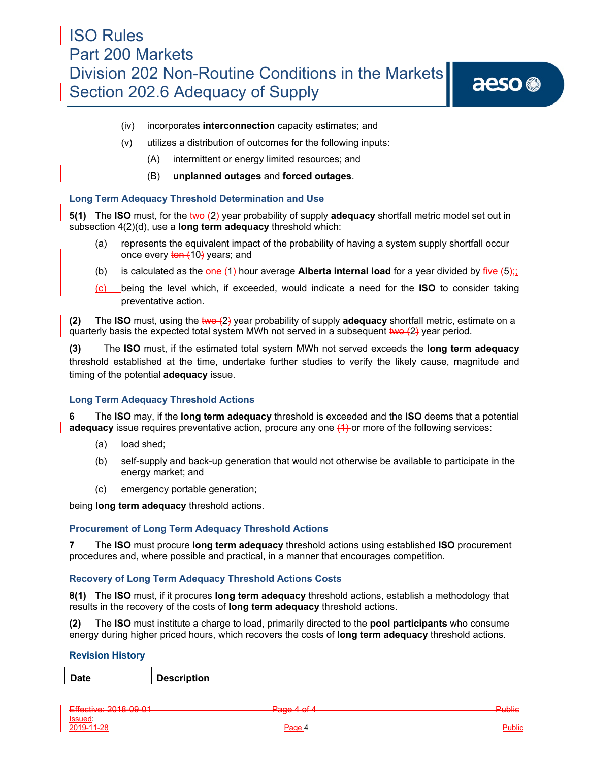(iv) incorporates **interconnection** capacity estimates; and

(v) utilizes a distribution of outcomes for the following inputs:

(A) intermittent or energy limited resources; and

(B) **unplanned outages** and **forced outages**.

### Long Term Adequacy Threshold Determination and Use

**5(1)** The **ISO** must, for the ~~two (~~2~~)~~ year probability of supply **adequacy** shortfall metric model set out in subsection 4(2)(d), use a **long term adequacy** threshold which:

(a) represents the equivalent impact of the probability of having a system supply shortfall occur once every ~~ten (~~10~~)~~ years; and

(b) is calculated as the ~~one (~~1~~)~~ hour average **Alberta internal load** for a year divided by ~~five (~~5~~);~~;

(c) being the level which, if exceeded, would indicate a need for the **ISO** to consider taking preventative action.

**(2)** The **ISO** must, using the ~~two (~~2~~)~~ year probability of supply **adequacy** shortfall metric, estimate on a quarterly basis the expected total system MWh not served in a subsequent ~~two (~~2~~)~~ year period.

**(3)** The **ISO** must, if the estimated total system MWh not served exceeds the **long term adequacy** threshold established at the time, undertake further studies to verify the likely cause, magnitude and timing of the potential **adequacy** issue.

### Long Term Adequacy Threshold Actions

**6** The **ISO** may, if the **long term adequacy** threshold is exceeded and the **ISO** deems that a potential **adequacy** issue requires preventative action, procure any one ~~(1)~~ or more of the following services:

(a) load shed;

(b) self-supply and back-up generation that would not otherwise be available to participate in the energy market; and

(c) emergency portable generation;

being **long term adequacy** threshold actions.

### Procurement of Long Term Adequacy Threshold Actions

**7** The **ISO** must procure **long term adequacy** threshold actions using established **ISO** procurement procedures and, where possible and practical, in a manner that encourages competition.

### Recovery of Long Term Adequacy Threshold Actions Costs

**8(1)** The **ISO** must, if it procures **long term adequacy** threshold actions, establish a methodology that results in the recovery of the costs of **long term adequacy** threshold actions.

**(2)** The **ISO** must institute a charge to load, primarily directed to the **pool participants** who consume energy during higher priced hours, which recovers the costs of **long term adequacy** threshold actions.

### Revision History

| Date | Description |
|---|---|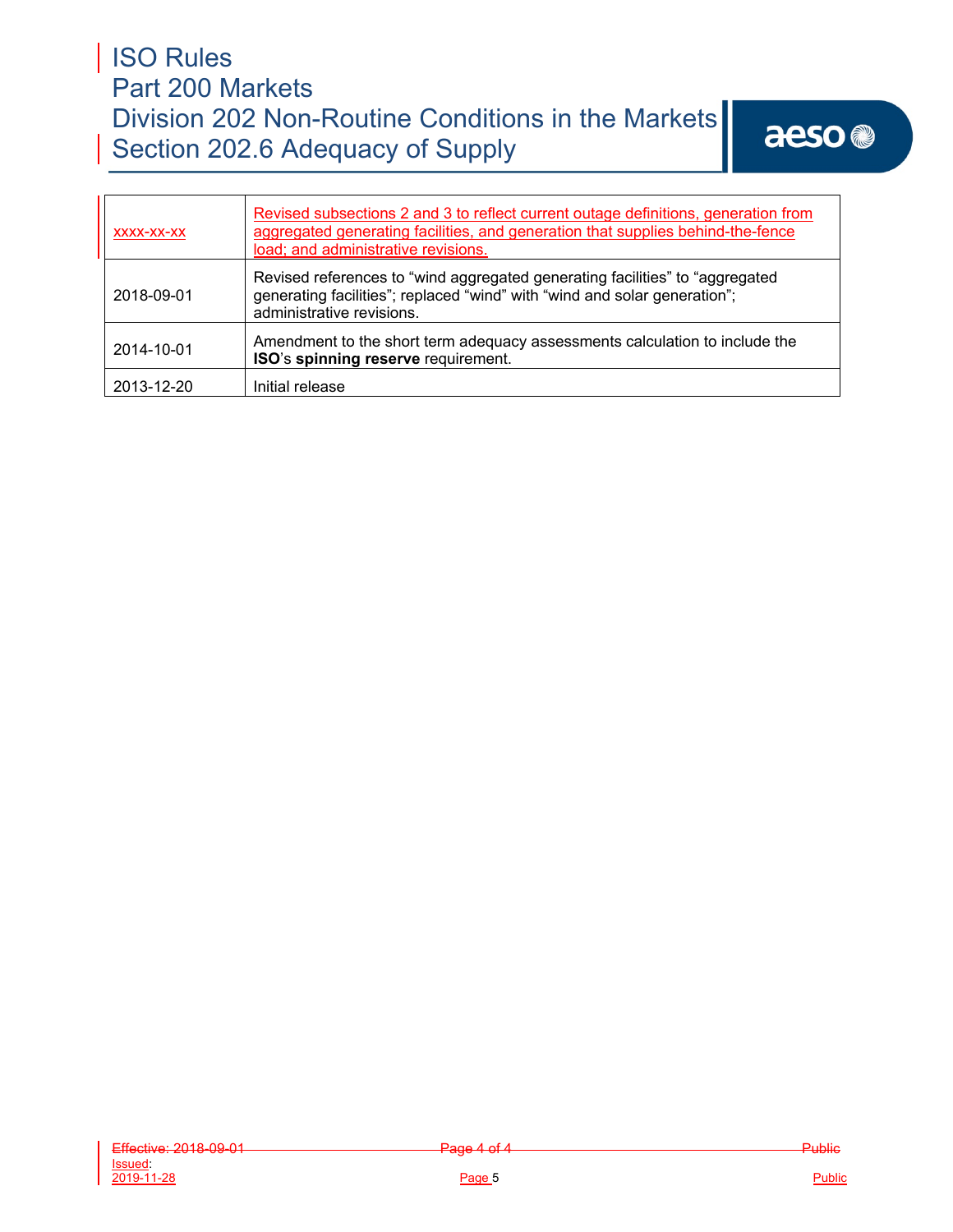| | |
|---|---|
| xxxx-xx-xx | Revised subsections 2 and 3 to reflect current outage definitions, generation from aggregated generating facilities, and generation that supplies behind-the-fence load; and administrative revisions. |
| 2018-09-01 | Revised references to "wind aggregated generating facilities" to "aggregated generating facilities"; replaced "wind" with "wind and solar generation"; administrative revisions. |
| 2014-10-01 | Amendment to the short term adequacy assessments calculation to include the **ISO**'s **spinning reserve** requirement. |
| 2013-12-20 | Initial release |